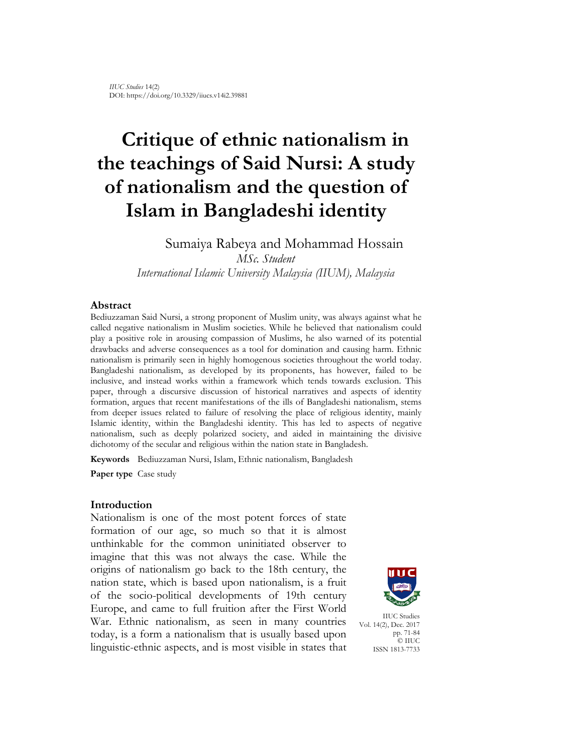*IIUC Studies* 14(2)
DOI: https://doi.org/10.3329/iiucs.v14i2.39881

# Critique of ethnic nationalism in the teachings of Said Nursi: A study of nationalism and the question of Islam in Bangladeshi identity

Sumaiya Rabeya and Mohammad Hossain
*MSc. Student*
*International Islamic University Malaysia (IIUM), Malaysia*

## Abstract

Bediuzzaman Said Nursi, a strong proponent of Muslim unity, was always against what he called negative nationalism in Muslim societies. While he believed that nationalism could play a positive role in arousing compassion of Muslims, he also warned of its potential drawbacks and adverse consequences as a tool for domination and causing harm. Ethnic nationalism is primarily seen in highly homogenous societies throughout the world today. Bangladeshi nationalism, as developed by its proponents, has however, failed to be inclusive, and instead works within a framework which tends towards exclusion. This paper, through a discursive discussion of historical narratives and aspects of identity formation, argues that recent manifestations of the ills of Bangladeshi nationalism, stems from deeper issues related to failure of resolving the place of religious identity, mainly Islamic identity, within the Bangladeshi identity. This has led to aspects of negative nationalism, such as deeply polarized society, and aided in maintaining the divisive dichotomy of the secular and religious within the nation state in Bangladesh.

**Keywords** Bediuzzaman Nursi, Islam, Ethnic nationalism, Bangladesh

**Paper type** Case study

## Introduction

Nationalism is one of the most potent forces of state formation of our age, so much so that it is almost unthinkable for the common uninitiated observer to imagine that this was not always the case. While the origins of nationalism go back to the 18th century, the nation state, which is based upon nationalism, is a fruit of the socio-political developments of 19th century Europe, and came to full fruition after the First World War. Ethnic nationalism, as seen in many countries today, is a form a nationalism that is usually based upon linguistic-ethnic aspects, and is most visible in states that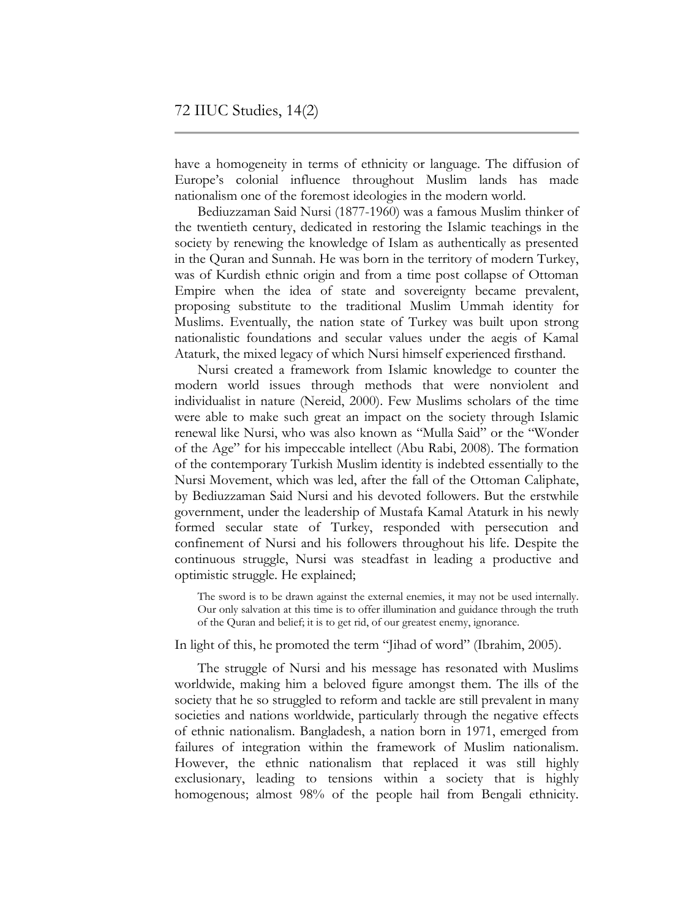have a homogeneity in terms of ethnicity or language. The diffusion of Europe's colonial influence throughout Muslim lands has made nationalism one of the foremost ideologies in the modern world.

Bediuzzaman Said Nursi (1877-1960) was a famous Muslim thinker of the twentieth century, dedicated in restoring the Islamic teachings in the society by renewing the knowledge of Islam as authentically as presented in the Quran and Sunnah. He was born in the territory of modern Turkey, was of Kurdish ethnic origin and from a time post collapse of Ottoman Empire when the idea of state and sovereignty became prevalent, proposing substitute to the traditional Muslim Ummah identity for Muslims. Eventually, the nation state of Turkey was built upon strong nationalistic foundations and secular values under the aegis of Kamal Ataturk, the mixed legacy of which Nursi himself experienced firsthand.

Nursi created a framework from Islamic knowledge to counter the modern world issues through methods that were nonviolent and individualist in nature (Nereid, 2000). Few Muslims scholars of the time were able to make such great an impact on the society through Islamic renewal like Nursi, who was also known as "Mulla Said" or the "Wonder of the Age" for his impeccable intellect (Abu Rabi, 2008). The formation of the contemporary Turkish Muslim identity is indebted essentially to the Nursi Movement, which was led, after the fall of the Ottoman Caliphate, by Bediuzzaman Said Nursi and his devoted followers. But the erstwhile government, under the leadership of Mustafa Kamal Ataturk in his newly formed secular state of Turkey, responded with persecution and confinement of Nursi and his followers throughout his life. Despite the continuous struggle, Nursi was steadfast in leading a productive and optimistic struggle. He explained;

> The sword is to be drawn against the external enemies, it may not be used internally. Our only salvation at this time is to offer illumination and guidance through the truth of the Quran and belief; it is to get rid, of our greatest enemy, ignorance.

In light of this, he promoted the term "Jihad of word" (Ibrahim, 2005).

The struggle of Nursi and his message has resonated with Muslims worldwide, making him a beloved figure amongst them. The ills of the society that he so struggled to reform and tackle are still prevalent in many societies and nations worldwide, particularly through the negative effects of ethnic nationalism. Bangladesh, a nation born in 1971, emerged from failures of integration within the framework of Muslim nationalism. However, the ethnic nationalism that replaced it was still highly exclusionary, leading to tensions within a society that is highly homogenous; almost 98% of the people hail from Bengali ethnicity.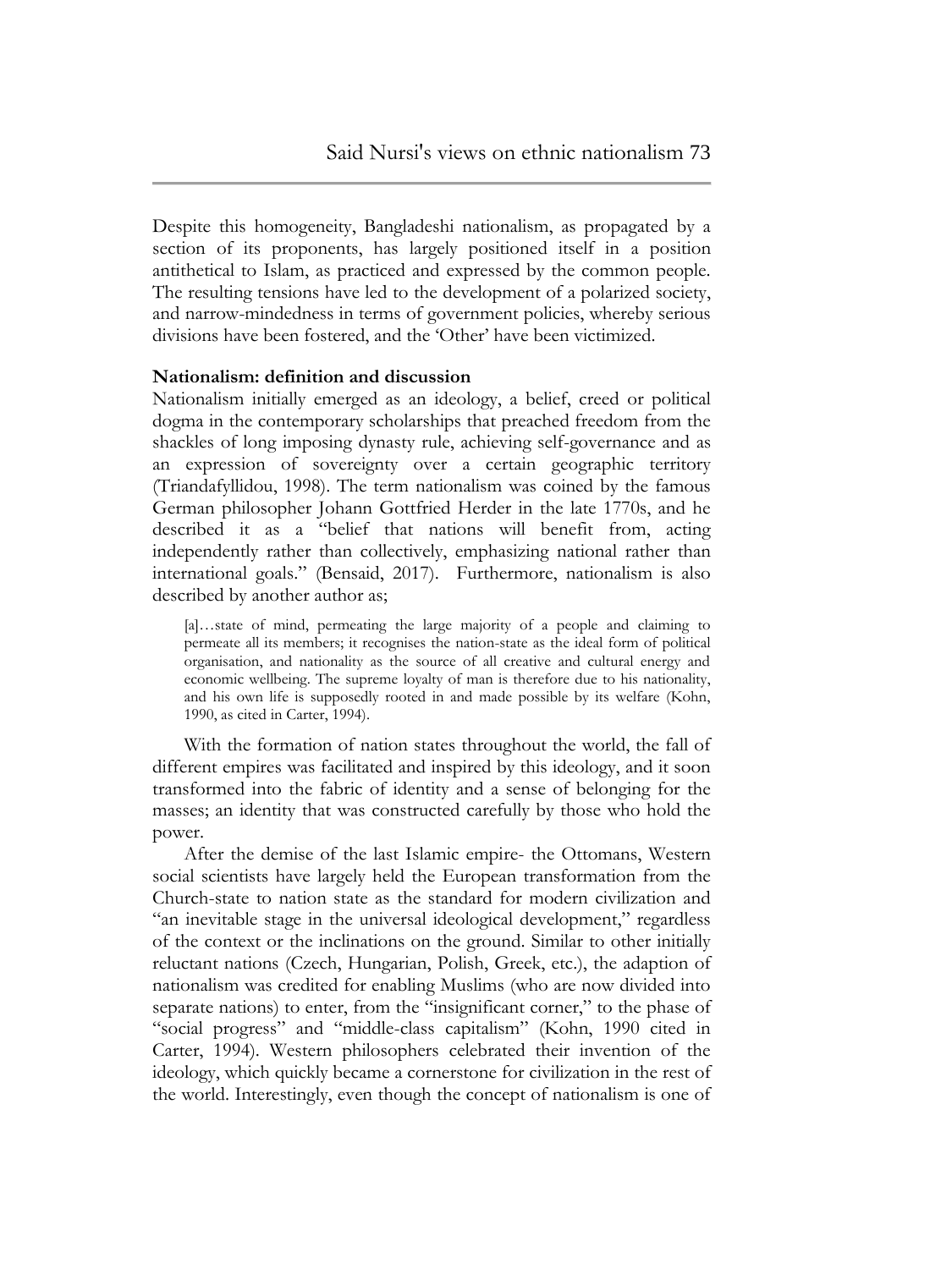Despite this homogeneity, Bangladeshi nationalism, as propagated by a section of its proponents, has largely positioned itself in a position antithetical to Islam, as practiced and expressed by the common people. The resulting tensions have led to the development of a polarized society, and narrow-mindedness in terms of government policies, whereby serious divisions have been fostered, and the 'Other' have been victimized.

**Nationalism: definition and discussion**

Nationalism initially emerged as an ideology, a belief, creed or political dogma in the contemporary scholarships that preached freedom from the shackles of long imposing dynasty rule, achieving self-governance and as an expression of sovereignty over a certain geographic territory (Triandafyllidou, 1998). The term nationalism was coined by the famous German philosopher Johann Gottfried Herder in the late 1770s, and he described it as a "belief that nations will benefit from, acting independently rather than collectively, emphasizing national rather than international goals." (Bensaid, 2017). Furthermore, nationalism is also described by another author as;

> [a]…state of mind, permeating the large majority of a people and claiming to permeate all its members; it recognises the nation-state as the ideal form of political organisation, and nationality as the source of all creative and cultural energy and economic wellbeing. The supreme loyalty of man is therefore due to his nationality, and his own life is supposedly rooted in and made possible by its welfare (Kohn, 1990, as cited in Carter, 1994).

With the formation of nation states throughout the world, the fall of different empires was facilitated and inspired by this ideology, and it soon transformed into the fabric of identity and a sense of belonging for the masses; an identity that was constructed carefully by those who hold the power.

After the demise of the last Islamic empire- the Ottomans, Western social scientists have largely held the European transformation from the Church-state to nation state as the standard for modern civilization and "an inevitable stage in the universal ideological development," regardless of the context or the inclinations on the ground. Similar to other initially reluctant nations (Czech, Hungarian, Polish, Greek, etc.), the adaption of nationalism was credited for enabling Muslims (who are now divided into separate nations) to enter, from the "insignificant corner," to the phase of "social progress" and "middle-class capitalism" (Kohn, 1990 cited in Carter, 1994). Western philosophers celebrated their invention of the ideology, which quickly became a cornerstone for civilization in the rest of the world. Interestingly, even though the concept of nationalism is one of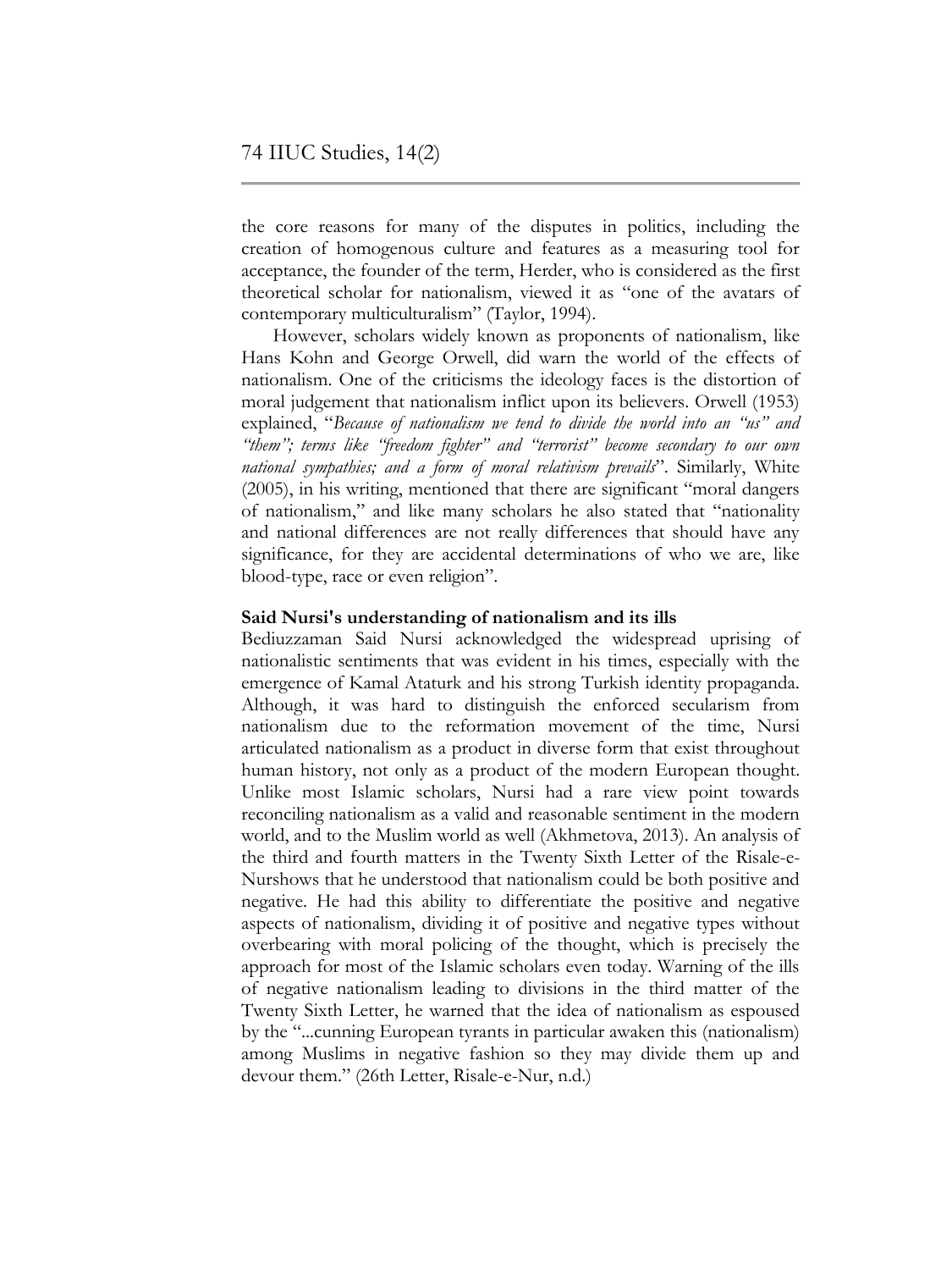the core reasons for many of the disputes in politics, including the creation of homogenous culture and features as a measuring tool for acceptance, the founder of the term, Herder, who is considered as the first theoretical scholar for nationalism, viewed it as "one of the avatars of contemporary multiculturalism" (Taylor, 1994).

However, scholars widely known as proponents of nationalism, like Hans Kohn and George Orwell, did warn the world of the effects of nationalism. One of the criticisms the ideology faces is the distortion of moral judgement that nationalism inflict upon its believers. Orwell (1953) explained, "*Because of nationalism we tend to divide the world into an "us" and "them"; terms like "freedom fighter" and "terrorist" become secondary to our own national sympathies; and a form of moral relativism prevails*". Similarly, White (2005), in his writing, mentioned that there are significant "moral dangers of nationalism," and like many scholars he also stated that "nationality and national differences are not really differences that should have any significance, for they are accidental determinations of who we are, like blood-type, race or even religion".

### Said Nursi's understanding of nationalism and its ills

Bediuzzaman Said Nursi acknowledged the widespread uprising of nationalistic sentiments that was evident in his times, especially with the emergence of Kamal Ataturk and his strong Turkish identity propaganda. Although, it was hard to distinguish the enforced secularism from nationalism due to the reformation movement of the time, Nursi articulated nationalism as a product in diverse form that exist throughout human history, not only as a product of the modern European thought. Unlike most Islamic scholars, Nursi had a rare view point towards reconciling nationalism as a valid and reasonable sentiment in the modern world, and to the Muslim world as well (Akhmetova, 2013). An analysis of the third and fourth matters in the Twenty Sixth Letter of the Risale-e-Nurshows that he understood that nationalism could be both positive and negative. He had this ability to differentiate the positive and negative aspects of nationalism, dividing it of positive and negative types without overbearing with moral policing of the thought, which is precisely the approach for most of the Islamic scholars even today. Warning of the ills of negative nationalism leading to divisions in the third matter of the Twenty Sixth Letter, he warned that the idea of nationalism as espoused by the "...cunning European tyrants in particular awaken this (nationalism) among Muslims in negative fashion so they may divide them up and devour them." (26th Letter, Risale-e-Nur, n.d.)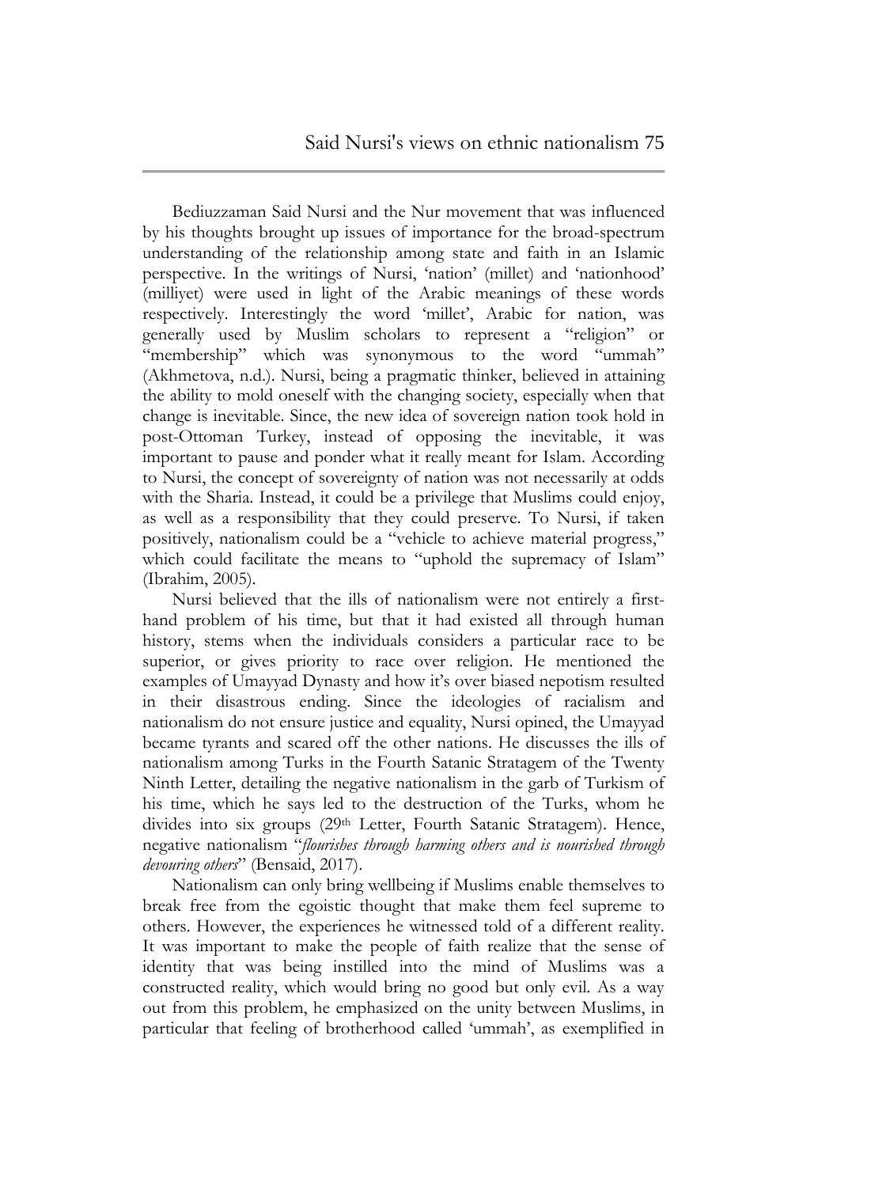Bediuzzaman Said Nursi and the Nur movement that was influenced by his thoughts brought up issues of importance for the broad-spectrum understanding of the relationship among state and faith in an Islamic perspective. In the writings of Nursi, 'nation' (millet) and 'nationhood' (milliyet) were used in light of the Arabic meanings of these words respectively. Interestingly the word 'millet', Arabic for nation, was generally used by Muslim scholars to represent a "religion" or "membership" which was synonymous to the word "ummah" (Akhmetova, n.d.). Nursi, being a pragmatic thinker, believed in attaining the ability to mold oneself with the changing society, especially when that change is inevitable. Since, the new idea of sovereign nation took hold in post-Ottoman Turkey, instead of opposing the inevitable, it was important to pause and ponder what it really meant for Islam. According to Nursi, the concept of sovereignty of nation was not necessarily at odds with the Sharia. Instead, it could be a privilege that Muslims could enjoy, as well as a responsibility that they could preserve. To Nursi, if taken positively, nationalism could be a "vehicle to achieve material progress," which could facilitate the means to "uphold the supremacy of Islam" (Ibrahim, 2005).

Nursi believed that the ills of nationalism were not entirely a first-hand problem of his time, but that it had existed all through human history, stems when the individuals considers a particular race to be superior, or gives priority to race over religion. He mentioned the examples of Umayyad Dynasty and how it's over biased nepotism resulted in their disastrous ending. Since the ideologies of racialism and nationalism do not ensure justice and equality, Nursi opined, the Umayyad became tyrants and scared off the other nations. He discusses the ills of nationalism among Turks in the Fourth Satanic Stratagem of the Twenty Ninth Letter, detailing the negative nationalism in the garb of Turkism of his time, which he says led to the destruction of the Turks, whom he divides into six groups (29th Letter, Fourth Satanic Stratagem). Hence, negative nationalism "*flourishes through harming others and is nourished through devouring others*" (Bensaid, 2017).

Nationalism can only bring wellbeing if Muslims enable themselves to break free from the egoistic thought that make them feel supreme to others. However, the experiences he witnessed told of a different reality. It was important to make the people of faith realize that the sense of identity that was being instilled into the mind of Muslims was a constructed reality, which would bring no good but only evil. As a way out from this problem, he emphasized on the unity between Muslims, in particular that feeling of brotherhood called 'ummah', as exemplified in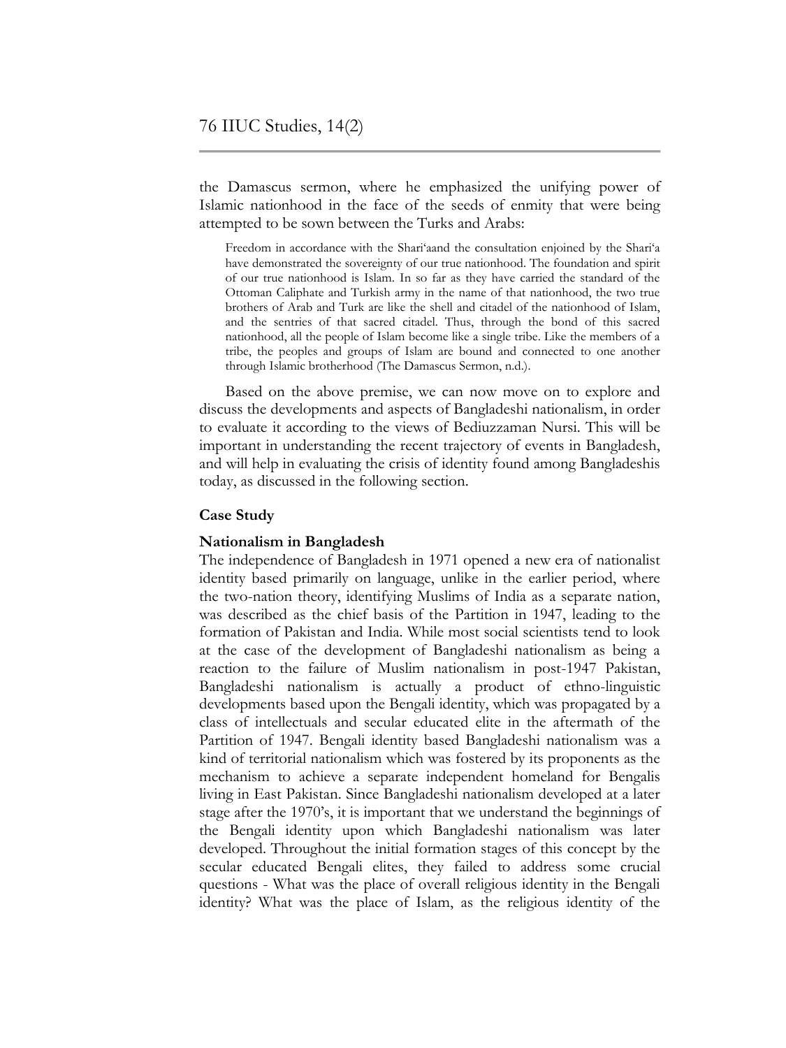the Damascus sermon, where he emphasized the unifying power of Islamic nationhood in the face of the seeds of enmity that were being attempted to be sown between the Turks and Arabs:

> Freedom in accordance with the Shari'aand the consultation enjoined by the Shari'a have demonstrated the sovereignty of our true nationhood. The foundation and spirit of our true nationhood is Islam. In so far as they have carried the standard of the Ottoman Caliphate and Turkish army in the name of that nationhood, the two true brothers of Arab and Turk are like the shell and citadel of the nationhood of Islam, and the sentries of that sacred citadel. Thus, through the bond of this sacred nationhood, all the people of Islam become like a single tribe. Like the members of a tribe, the peoples and groups of Islam are bound and connected to one another through Islamic brotherhood (The Damascus Sermon, n.d.).

Based on the above premise, we can now move on to explore and discuss the developments and aspects of Bangladeshi nationalism, in order to evaluate it according to the views of Bediuzzaman Nursi. This will be important in understanding the recent trajectory of events in Bangladesh, and will help in evaluating the crisis of identity found among Bangladeshis today, as discussed in the following section.

**Case Study**

**Nationalism in Bangladesh**

The independence of Bangladesh in 1971 opened a new era of nationalist identity based primarily on language, unlike in the earlier period, where the two-nation theory, identifying Muslims of India as a separate nation, was described as the chief basis of the Partition in 1947, leading to the formation of Pakistan and India. While most social scientists tend to look at the case of the development of Bangladeshi nationalism as being a reaction to the failure of Muslim nationalism in post-1947 Pakistan, Bangladeshi nationalism is actually a product of ethno-linguistic developments based upon the Bengali identity, which was propagated by a class of intellectuals and secular educated elite in the aftermath of the Partition of 1947. Bengali identity based Bangladeshi nationalism was a kind of territorial nationalism which was fostered by its proponents as the mechanism to achieve a separate independent homeland for Bengalis living in East Pakistan. Since Bangladeshi nationalism developed at a later stage after the 1970's, it is important that we understand the beginnings of the Bengali identity upon which Bangladeshi nationalism was later developed. Throughout the initial formation stages of this concept by the secular educated Bengali elites, they failed to address some crucial questions - What was the place of overall religious identity in the Bengali identity? What was the place of Islam, as the religious identity of the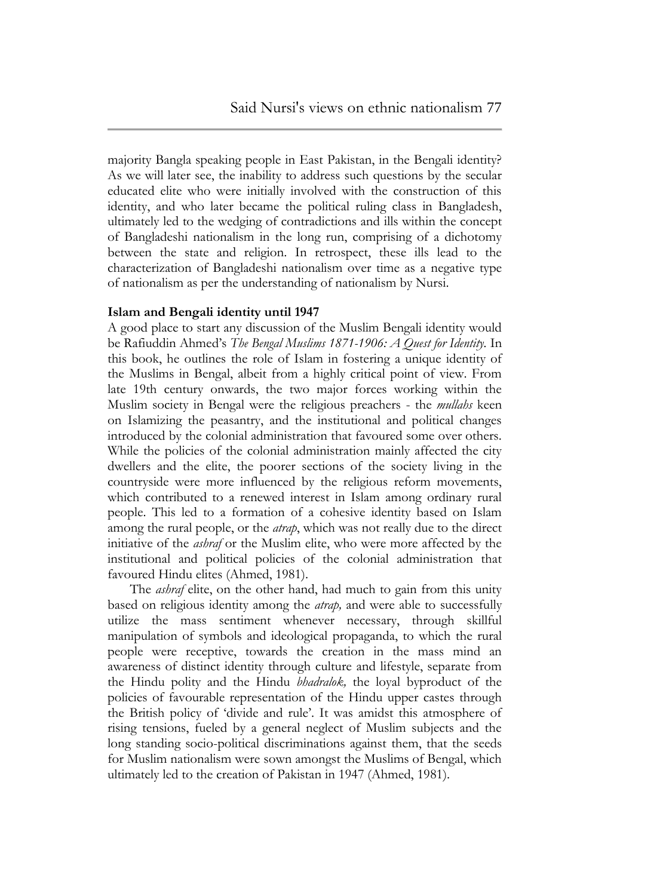majority Bangla speaking people in East Pakistan, in the Bengali identity? As we will later see, the inability to address such questions by the secular educated elite who were initially involved with the construction of this identity, and who later became the political ruling class in Bangladesh, ultimately led to the wedging of contradictions and ills within the concept of Bangladeshi nationalism in the long run, comprising of a dichotomy between the state and religion. In retrospect, these ills lead to the characterization of Bangladeshi nationalism over time as a negative type of nationalism as per the understanding of nationalism by Nursi.

**Islam and Bengali identity until 1947**

A good place to start any discussion of the Muslim Bengali identity would be Rafiuddin Ahmed's *The Bengal Muslims 1871-1906: A Quest for Identity*. In this book, he outlines the role of Islam in fostering a unique identity of the Muslims in Bengal, albeit from a highly critical point of view. From late 19th century onwards, the two major forces working within the Muslim society in Bengal were the religious preachers - the *mullahs* keen on Islamizing the peasantry, and the institutional and political changes introduced by the colonial administration that favoured some over others. While the policies of the colonial administration mainly affected the city dwellers and the elite, the poorer sections of the society living in the countryside were more influenced by the religious reform movements, which contributed to a renewed interest in Islam among ordinary rural people. This led to a formation of a cohesive identity based on Islam among the rural people, or the *atrap*, which was not really due to the direct initiative of the *ashraf* or the Muslim elite, who were more affected by the institutional and political policies of the colonial administration that favoured Hindu elites (Ahmed, 1981).

The *ashraf* elite, on the other hand, had much to gain from this unity based on religious identity among the *atrap,* and were able to successfully utilize the mass sentiment whenever necessary, through skillful manipulation of symbols and ideological propaganda, to which the rural people were receptive, towards the creation in the mass mind an awareness of distinct identity through culture and lifestyle, separate from the Hindu polity and the Hindu *bhadralok,* the loyal byproduct of the policies of favourable representation of the Hindu upper castes through the British policy of 'divide and rule'. It was amidst this atmosphere of rising tensions, fueled by a general neglect of Muslim subjects and the long standing socio-political discriminations against them, that the seeds for Muslim nationalism were sown amongst the Muslims of Bengal, which ultimately led to the creation of Pakistan in 1947 (Ahmed, 1981).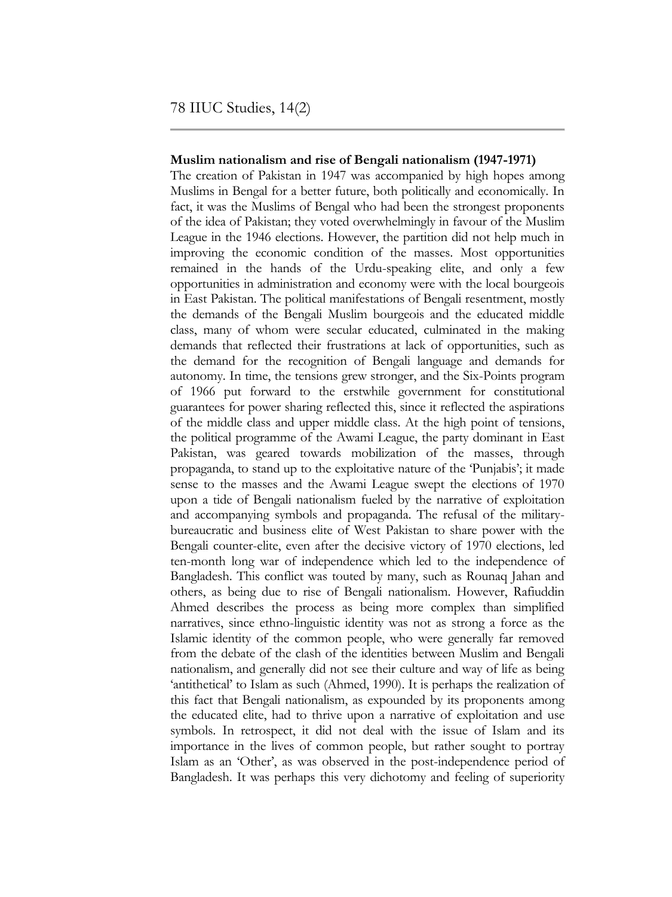**Muslim nationalism and rise of Bengali nationalism (1947-1971)**

The creation of Pakistan in 1947 was accompanied by high hopes among Muslims in Bengal for a better future, both politically and economically. In fact, it was the Muslims of Bengal who had been the strongest proponents of the idea of Pakistan; they voted overwhelmingly in favour of the Muslim League in the 1946 elections. However, the partition did not help much in improving the economic condition of the masses. Most opportunities remained in the hands of the Urdu-speaking elite, and only a few opportunities in administration and economy were with the local bourgeois in East Pakistan. The political manifestations of Bengali resentment, mostly the demands of the Bengali Muslim bourgeois and the educated middle class, many of whom were secular educated, culminated in the making demands that reflected their frustrations at lack of opportunities, such as the demand for the recognition of Bengali language and demands for autonomy. In time, the tensions grew stronger, and the Six-Points program of 1966 put forward to the erstwhile government for constitutional guarantees for power sharing reflected this, since it reflected the aspirations of the middle class and upper middle class. At the high point of tensions, the political programme of the Awami League, the party dominant in East Pakistan, was geared towards mobilization of the masses, through propaganda, to stand up to the exploitative nature of the 'Punjabis'; it made sense to the masses and the Awami League swept the elections of 1970 upon a tide of Bengali nationalism fueled by the narrative of exploitation and accompanying symbols and propaganda. The refusal of the military-bureaucratic and business elite of West Pakistan to share power with the Bengali counter-elite, even after the decisive victory of 1970 elections, led ten-month long war of independence which led to the independence of Bangladesh. This conflict was touted by many, such as Rounaq Jahan and others, as being due to rise of Bengali nationalism. However, Rafiuddin Ahmed describes the process as being more complex than simplified narratives, since ethno-linguistic identity was not as strong a force as the Islamic identity of the common people, who were generally far removed from the debate of the clash of the identities between Muslim and Bengali nationalism, and generally did not see their culture and way of life as being 'antithetical' to Islam as such (Ahmed, 1990). It is perhaps the realization of this fact that Bengali nationalism, as expounded by its proponents among the educated elite, had to thrive upon a narrative of exploitation and use symbols. In retrospect, it did not deal with the issue of Islam and its importance in the lives of common people, but rather sought to portray Islam as an 'Other', as was observed in the post-independence period of Bangladesh. It was perhaps this very dichotomy and feeling of superiority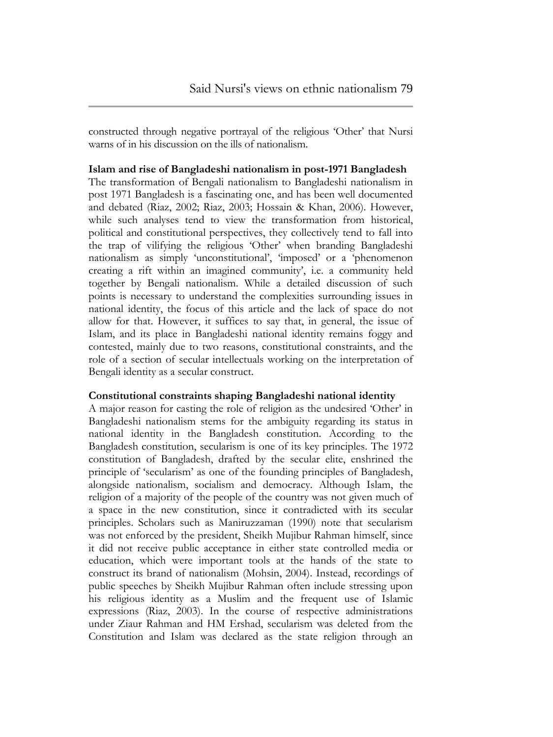constructed through negative portrayal of the religious 'Other' that Nursi warns of in his discussion on the ills of nationalism.

**Islam and rise of Bangladeshi nationalism in post-1971 Bangladesh**

The transformation of Bengali nationalism to Bangladeshi nationalism in post 1971 Bangladesh is a fascinating one, and has been well documented and debated (Riaz, 2002; Riaz, 2003; Hossain & Khan, 2006). However, while such analyses tend to view the transformation from historical, political and constitutional perspectives, they collectively tend to fall into the trap of vilifying the religious 'Other' when branding Bangladeshi nationalism as simply 'unconstitutional', 'imposed' or a 'phenomenon creating a rift within an imagined community', i.e. a community held together by Bengali nationalism. While a detailed discussion of such points is necessary to understand the complexities surrounding issues in national identity, the focus of this article and the lack of space do not allow for that. However, it suffices to say that, in general, the issue of Islam, and its place in Bangladeshi national identity remains foggy and contested, mainly due to two reasons, constitutional constraints, and the role of a section of secular intellectuals working on the interpretation of Bengali identity as a secular construct.

**Constitutional constraints shaping Bangladeshi national identity**

A major reason for casting the role of religion as the undesired 'Other' in Bangladeshi nationalism stems for the ambiguity regarding its status in national identity in the Bangladesh constitution. According to the Bangladesh constitution, secularism is one of its key principles. The 1972 constitution of Bangladesh, drafted by the secular elite, enshrined the principle of 'secularism' as one of the founding principles of Bangladesh, alongside nationalism, socialism and democracy. Although Islam, the religion of a majority of the people of the country was not given much of a space in the new constitution, since it contradicted with its secular principles. Scholars such as Maniruzzaman (1990) note that secularism was not enforced by the president, Sheikh Mujibur Rahman himself, since it did not receive public acceptance in either state controlled media or education, which were important tools at the hands of the state to construct its brand of nationalism (Mohsin, 2004). Instead, recordings of public speeches by Sheikh Mujibur Rahman often include stressing upon his religious identity as a Muslim and the frequent use of Islamic expressions (Riaz, 2003). In the course of respective administrations under Ziaur Rahman and HM Ershad, secularism was deleted from the Constitution and Islam was declared as the state religion through an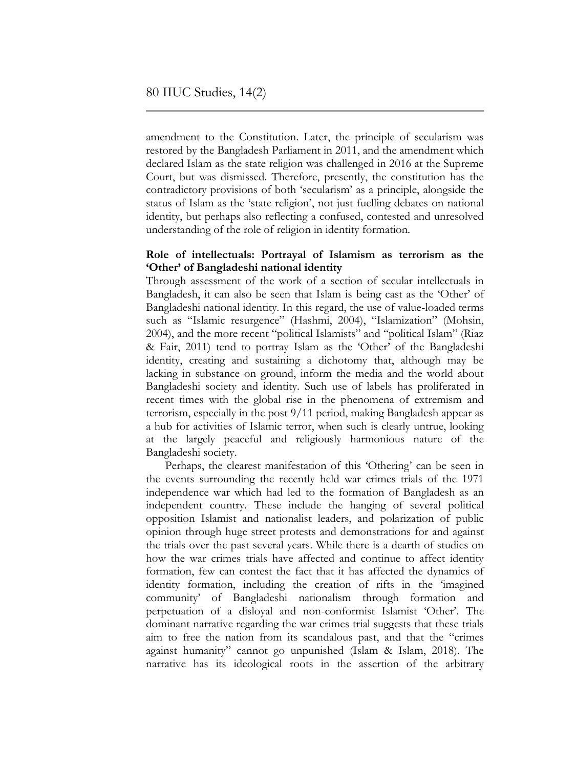amendment to the Constitution. Later, the principle of secularism was restored by the Bangladesh Parliament in 2011, and the amendment which declared Islam as the state religion was challenged in 2016 at the Supreme Court, but was dismissed. Therefore, presently, the constitution has the contradictory provisions of both 'secularism' as a principle, alongside the status of Islam as the 'state religion', not just fuelling debates on national identity, but perhaps also reflecting a confused, contested and unresolved understanding of the role of religion in identity formation.

### Role of intellectuals: Portrayal of Islamism as terrorism as the 'Other' of Bangladeshi national identity

Through assessment of the work of a section of secular intellectuals in Bangladesh, it can also be seen that Islam is being cast as the 'Other' of Bangladeshi national identity. In this regard, the use of value-loaded terms such as "Islamic resurgence" (Hashmi, 2004), "Islamization" (Mohsin, 2004), and the more recent "political Islamists" and "political Islam" (Riaz & Fair, 2011) tend to portray Islam as the 'Other' of the Bangladeshi identity, creating and sustaining a dichotomy that, although may be lacking in substance on ground, inform the media and the world about Bangladeshi society and identity. Such use of labels has proliferated in recent times with the global rise in the phenomena of extremism and terrorism, especially in the post 9/11 period, making Bangladesh appear as a hub for activities of Islamic terror, when such is clearly untrue, looking at the largely peaceful and religiously harmonious nature of the Bangladeshi society.

Perhaps, the clearest manifestation of this 'Othering' can be seen in the events surrounding the recently held war crimes trials of the 1971 independence war which had led to the formation of Bangladesh as an independent country. These include the hanging of several political opposition Islamist and nationalist leaders, and polarization of public opinion through huge street protests and demonstrations for and against the trials over the past several years. While there is a dearth of studies on how the war crimes trials have affected and continue to affect identity formation, few can contest the fact that it has affected the dynamics of identity formation, including the creation of rifts in the 'imagined community' of Bangladeshi nationalism through formation and perpetuation of a disloyal and non-conformist Islamist 'Other'. The dominant narrative regarding the war crimes trial suggests that these trials aim to free the nation from its scandalous past, and that the "crimes against humanity" cannot go unpunished (Islam & Islam, 2018). The narrative has its ideological roots in the assertion of the arbitrary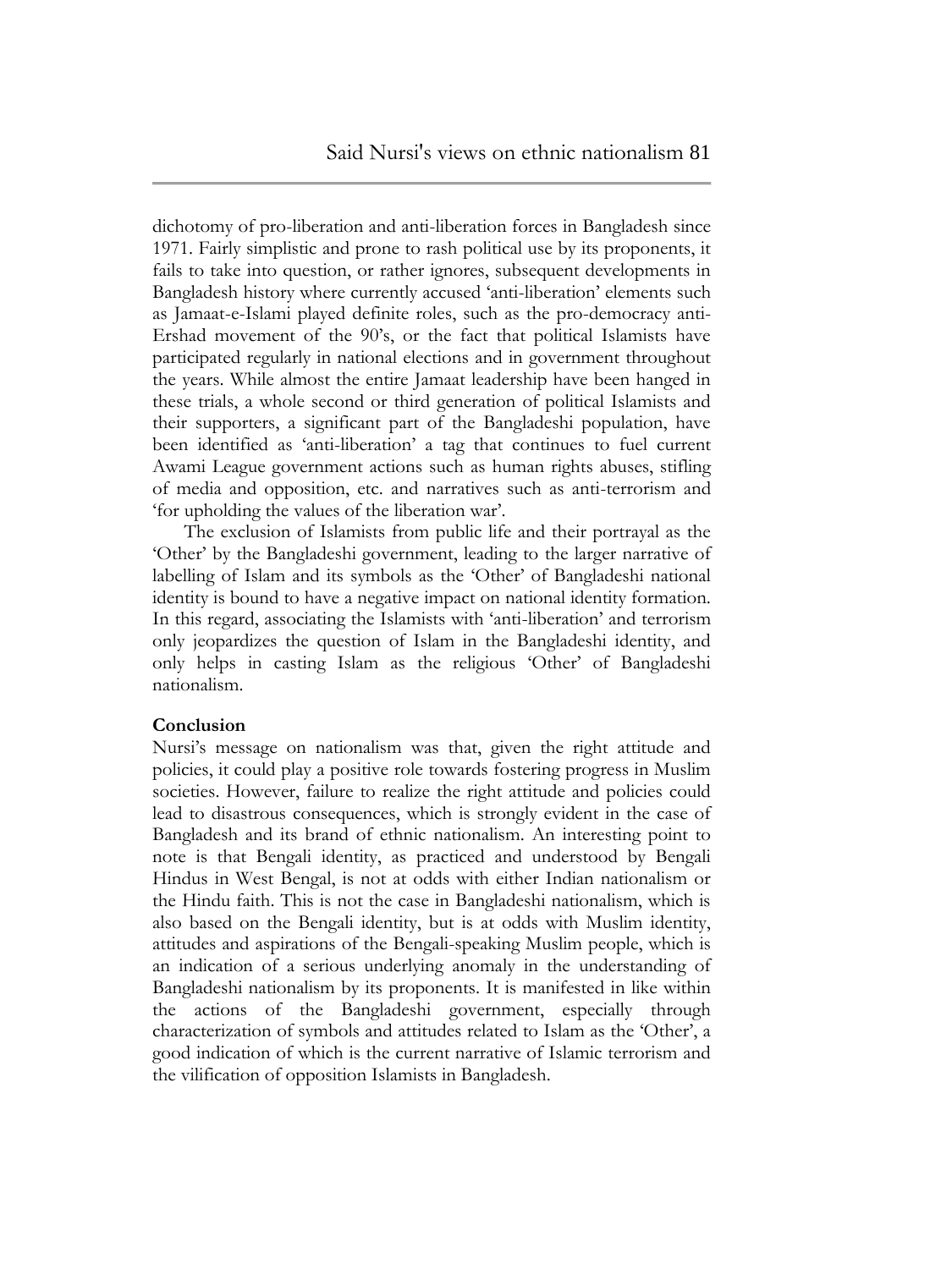dichotomy of pro-liberation and anti-liberation forces in Bangladesh since 1971. Fairly simplistic and prone to rash political use by its proponents, it fails to take into question, or rather ignores, subsequent developments in Bangladesh history where currently accused 'anti-liberation' elements such as Jamaat-e-Islami played definite roles, such as the pro-democracy anti-Ershad movement of the 90's, or the fact that political Islamists have participated regularly in national elections and in government throughout the years. While almost the entire Jamaat leadership have been hanged in these trials, a whole second or third generation of political Islamists and their supporters, a significant part of the Bangladeshi population, have been identified as 'anti-liberation' a tag that continues to fuel current Awami League government actions such as human rights abuses, stifling of media and opposition, etc. and narratives such as anti-terrorism and 'for upholding the values of the liberation war'.

The exclusion of Islamists from public life and their portrayal as the 'Other' by the Bangladeshi government, leading to the larger narrative of labelling of Islam and its symbols as the 'Other' of Bangladeshi national identity is bound to have a negative impact on national identity formation. In this regard, associating the Islamists with 'anti-liberation' and terrorism only jeopardizes the question of Islam in the Bangladeshi identity, and only helps in casting Islam as the religious 'Other' of Bangladeshi nationalism.

## Conclusion

Nursi's message on nationalism was that, given the right attitude and policies, it could play a positive role towards fostering progress in Muslim societies. However, failure to realize the right attitude and policies could lead to disastrous consequences, which is strongly evident in the case of Bangladesh and its brand of ethnic nationalism. An interesting point to note is that Bengali identity, as practiced and understood by Bengali Hindus in West Bengal, is not at odds with either Indian nationalism or the Hindu faith. This is not the case in Bangladeshi nationalism, which is also based on the Bengali identity, but is at odds with Muslim identity, attitudes and aspirations of the Bengali-speaking Muslim people, which is an indication of a serious underlying anomaly in the understanding of Bangladeshi nationalism by its proponents. It is manifested in like within the actions of the Bangladeshi government, especially through characterization of symbols and attitudes related to Islam as the 'Other', a good indication of which is the current narrative of Islamic terrorism and the vilification of opposition Islamists in Bangladesh.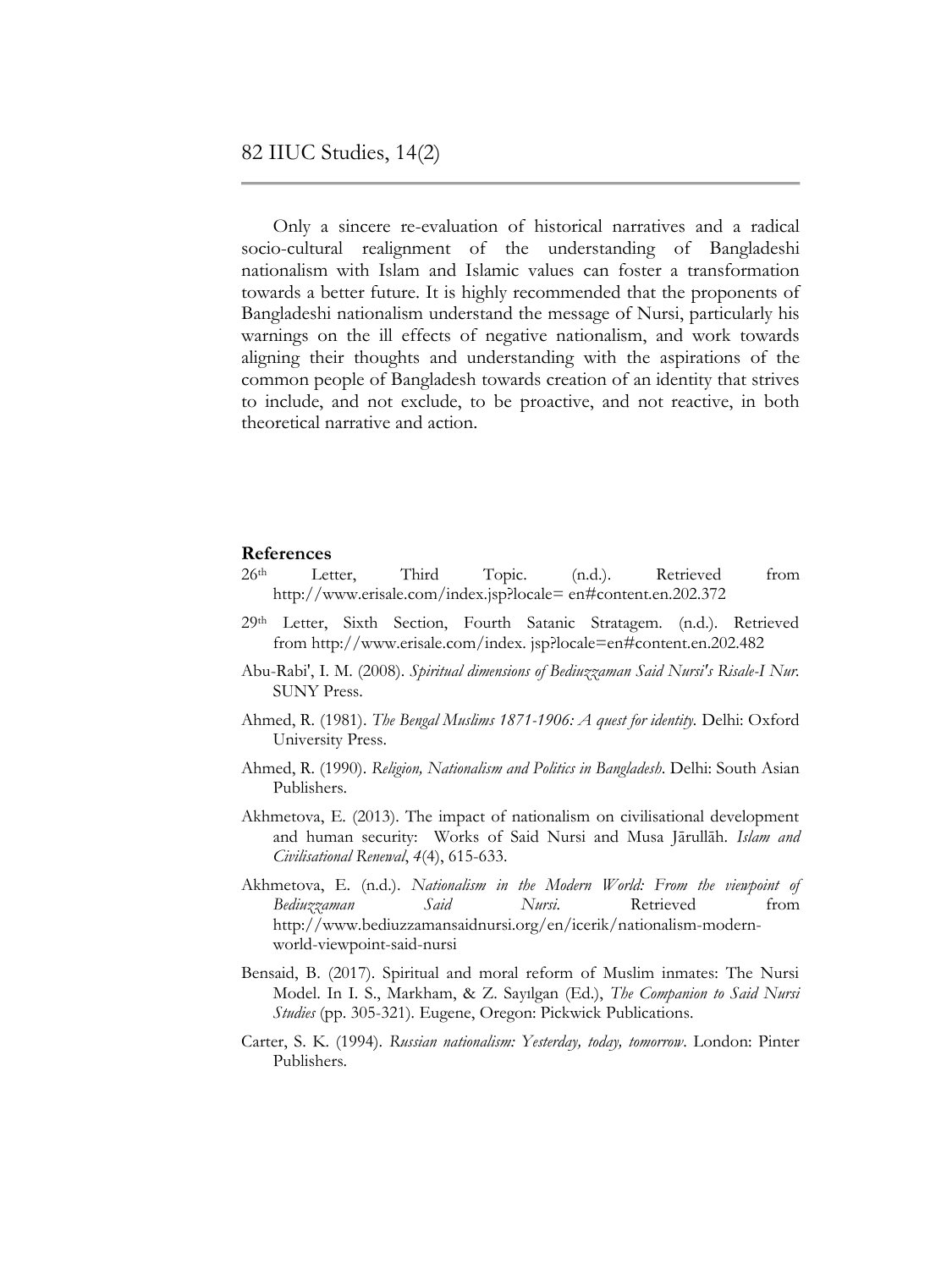Only a sincere re-evaluation of historical narratives and a radical socio-cultural realignment of the understanding of Bangladeshi nationalism with Islam and Islamic values can foster a transformation towards a better future. It is highly recommended that the proponents of Bangladeshi nationalism understand the message of Nursi, particularly his warnings on the ill effects of negative nationalism, and work towards aligning their thoughts and understanding with the aspirations of the common people of Bangladesh towards creation of an identity that strives to include, and not exclude, to be proactive, and not reactive, in both theoretical narrative and action.

## References

26th Letter, Third Topic. (n.d.). Retrieved from http://www.erisale.com/index.jsp?locale= en#content.en.202.372

29th Letter, Sixth Section, Fourth Satanic Stratagem. (n.d.). Retrieved from http://www.erisale.com/index. jsp?locale=en#content.en.202.482

Abu-Rabi', I. M. (2008). *Spiritual dimensions of Bediuzzaman Said Nursi's Risale-I Nur*. SUNY Press.

Ahmed, R. (1981). *The Bengal Muslims 1871-1906: A quest for identity*. Delhi: Oxford University Press.

Ahmed, R. (1990). *Religion, Nationalism and Politics in Bangladesh*. Delhi: South Asian Publishers.

Akhmetova, E. (2013). The impact of nationalism on civilisational development and human security: Works of Said Nursi and Musa Jārullāh. *Islam and Civilisational Renewal*, *4*(4), 615-633.

Akhmetova, E. (n.d.). *Nationalism in the Modern World: From the viewpoint of Bediuzzaman Said Nursi*. Retrieved from http://www.bediuzzamansaidnursi.org/en/icerik/nationalism-modern-world-viewpoint-said-nursi

Bensaid, B. (2017). Spiritual and moral reform of Muslim inmates: The Nursi Model. In I. S., Markham, & Z. Sayılgan (Ed.), *The Companion to Said Nursi Studies* (pp. 305-321). Eugene, Oregon: Pickwick Publications.

Carter, S. K. (1994). *Russian nationalism: Yesterday, today, tomorrow*. London: Pinter Publishers.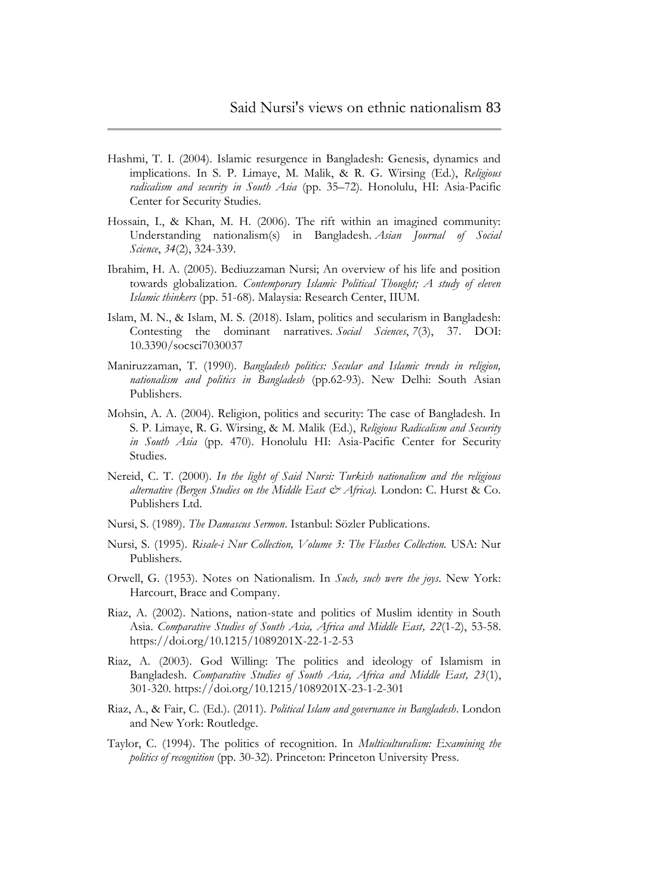Hashmi, T. I. (2004). Islamic resurgence in Bangladesh: Genesis, dynamics and implications. In S. P. Limaye, M. Malik, & R. G. Wirsing (Ed.), *Religious radicalism and security in South Asia* (pp. 35–72). Honolulu, HI: Asia-Pacific Center for Security Studies.

Hossain, I., & Khan, M. H. (2006). The rift within an imagined community: Understanding nationalism(s) in Bangladesh. *Asian Journal of Social Science*, *34*(2), 324-339.

Ibrahim, H. A. (2005). Bediuzzaman Nursi; An overview of his life and position towards globalization. *Contemporary Islamic Political Thought; A study of eleven Islamic thinkers* (pp. 51-68). Malaysia: Research Center, IIUM.

Islam, M. N., & Islam, M. S. (2018). Islam, politics and secularism in Bangladesh: Contesting the dominant narratives. *Social Sciences*, *7*(3), 37. DOI: 10.3390/socsci7030037

Maniruzzaman, T. (1990). *Bangladesh politics: Secular and Islamic trends in religion, nationalism and politics in Bangladesh* (pp.62-93). New Delhi: South Asian Publishers.

Mohsin, A. A. (2004). Religion, politics and security: The case of Bangladesh. In S. P. Limaye, R. G. Wirsing, & M. Malik (Ed.), *Religious Radicalism and Security in South Asia* (pp. 470). Honolulu HI: Asia-Pacific Center for Security Studies.

Nereid, C. T. (2000). *In the light of Said Nursi: Turkish nationalism and the religious alternative (Bergen Studies on the Middle East & Africa).* London: C. Hurst & Co. Publishers Ltd.

Nursi, S. (1989). *The Damascus Sermon*. Istanbul: Sözler Publications.

Nursi, S. (1995). *Risale-i Nur Collection, Volume 3: The Flashes Collection.* USA: Nur Publishers.

Orwell, G. (1953). Notes on Nationalism. In *Such, such were the joys*. New York: Harcourt, Brace and Company.

Riaz, A. (2002). Nations, nation-state and politics of Muslim identity in South Asia. *Comparative Studies of South Asia, Africa and Middle East, 22*(1-2), 53-58. https://doi.org/10.1215/1089201X-22-1-2-53

Riaz, A. (2003). God Willing: The politics and ideology of Islamism in Bangladesh. *Comparative Studies of South Asia, Africa and Middle East, 23*(1), 301-320. https://doi.org/10.1215/1089201X-23-1-2-301

Riaz, A., & Fair, C. (Ed.). (2011). *Political Islam and governance in Bangladesh*. London and New York: Routledge.

Taylor, C. (1994). The politics of recognition. In *Multiculturalism: Examining the politics of recognition* (pp. 30-32). Princeton: Princeton University Press.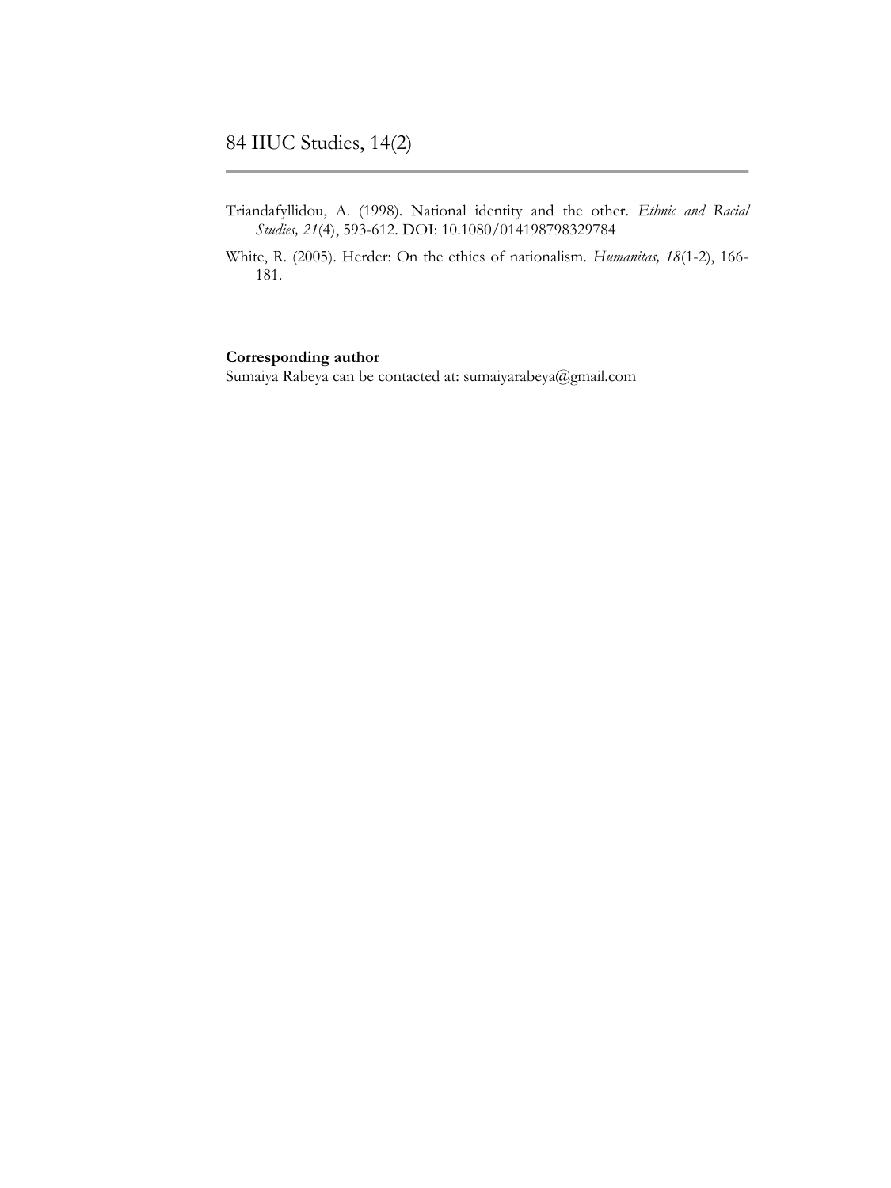Triandafyllidou, A. (1998). National identity and the other. *Ethnic and Racial Studies, 21*(4), 593-612. DOI: 10.1080/014198798329784

White, R. (2005). Herder: On the ethics of nationalism. *Humanitas, 18*(1-2), 166-181.

**Corresponding author**

Sumaiya Rabeya can be contacted at: sumaiyarabeya@gmail.com